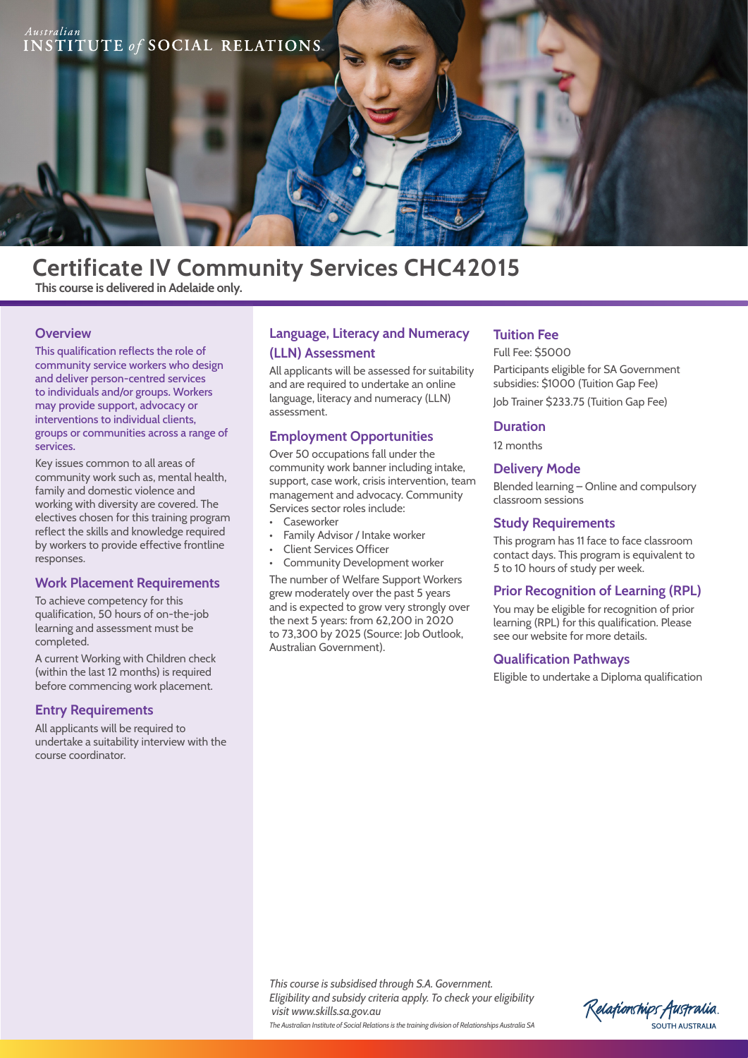Australian INSTITUTE of SOCIAL RELATIONS

# Certificate IV Community Services CHC42015

**This course is delivered in Adelaide only.**

## Overview

This qualification reflects the role of community service workers who design and deliver person-centred services to individuals and/or groups. Workers may provide support, advocacy or interventions to individual clients, groups or communities across a range of services.

Key issues common to all areas of community work such as, mental health, family and domestic violence and working with diversity are covered. The electives chosen for this training program reflect the skills and knowledge required by workers to provide effective frontline responses.

## Work Placement Requirements

To achieve competency for this qualification, 50 hours of on-the-job learning and assessment must be completed.

A current Working with Children check (within the last 12 months) is required before commencing work placement.

## Entry Requirements

All applicants will be required to undertake a suitability interview with the course coordinator.

## Language, Literacy and Numeracy (LLN) Assessment

All applicants will be assessed for suitability and are required to undertake an online language, literacy and numeracy (LLN) assessment.

## Employment Opportunities

Over 50 occupations fall under the community work banner including intake, support, case work, crisis intervention, team management and advocacy. Community Services sector roles include:

- Caseworker
- Family Advisor / Intake worker
- Client Services Officer
- Community Development worker

The number of Welfare Support Workers grew moderately over the past 5 years and is expected to grow very strongly over the next 5 years: from 62,200 in 2020 to 73,300 by 2025 (Source: Job Outlook, Australian Government).

## Tuition Fee

Full Fee: $5000

Participants eligible for SA Government subsidies: $1000 (Tuition Gap Fee)

Job Trainer $233.75 (Tuition Gap Fee)

## Duration

12 months

## Delivery Mode

Blended learning – Online and compulsory classroom sessions

## Study Requirements

This program has 11 face to face classroom contact days. This program is equivalent to 5 to 10 hours of study per week.

## Prior Recognition of Learning (RPL)

You may be eligible for recognition of prior learning (RPL) for this qualification. Please see our website for more details.

## Qualification Pathways

Eligible to undertake a Diploma qualification

*This course is subsidised through S.A. Government. Eligibility and subsidy criteria apply. To check your eligibility visit www.skills.sa.gov.au*

*The Australian Institute of Social Relations is the training division of Relationships Australia SA*

Relationships Australia. SOUTH AUSTRALIA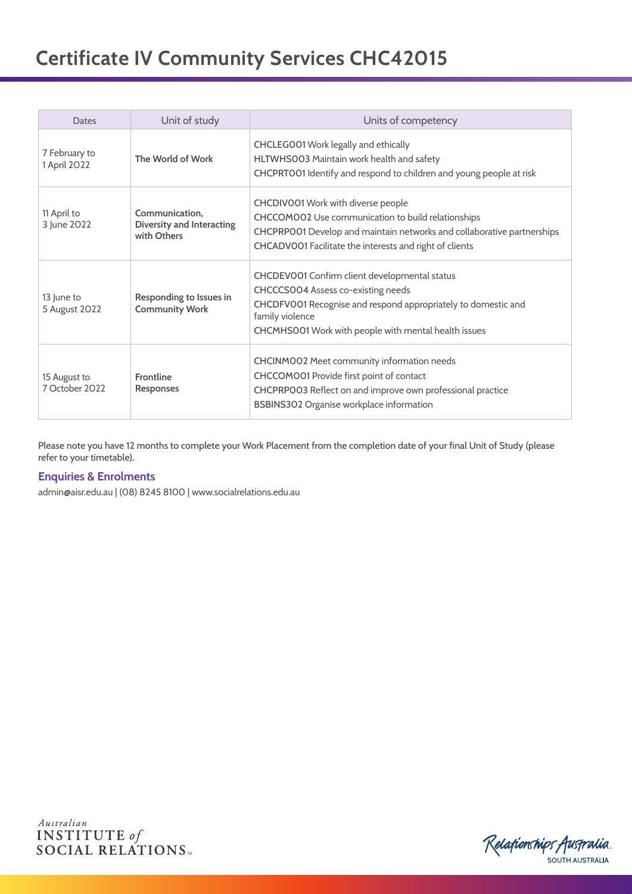# Certificate IV Community Services CHC42015

| Dates | Unit of study | Units of competency |
|---|---|---|
| 7 February to 1 April 2022 | **The World of Work** | **CHCLEG001** Work legally and ethically<br>**HLTWHS003** Maintain work health and safety<br>**CHCPRT001** Identify and respond to children and young people at risk |
| 11 April to 3 June 2022 | **Communication, Diversity and Interacting with Others** | **CHCDIV001** Work with diverse people<br>**CHCCOM002** Use communication to build relationships<br>**CHCPRP001** Develop and maintain networks and collaborative partnerships<br>**CHCADV001** Facilitate the interests and right of clients |
| 13 June to 5 August 2022 | **Responding to Issues in Community Work** | **CHCDEV001** Confirm client developmental status<br>**CHCCCS004** Assess co-existing needs<br>**CHCDFV001** Recognise and respond appropriately to domestic and family violence<br>**CHCMHS001** Work with people with mental health issues |
| 15 August to 7 October 2022 | **Frontline Responses** | **CHCINM002** Meet community information needs<br>**CHCCOM001** Provide first point of contact<br>**CHCPRP003** Reflect on and improve own professional practice<br>**BSBINS302** Organise workplace information |

**Please note you have 12 months to complete your Work Placement from the completion date of your final Unit of Study (please refer to your timetable).**

## Enquiries & Enrolments

admin@aisr.edu.au | (08) 8245 8100 | www.socialrelations.edu.au

Australian INSTITUTE of SOCIAL RELATIONS™

Relationships Australia. SOUTH AUSTRALIA